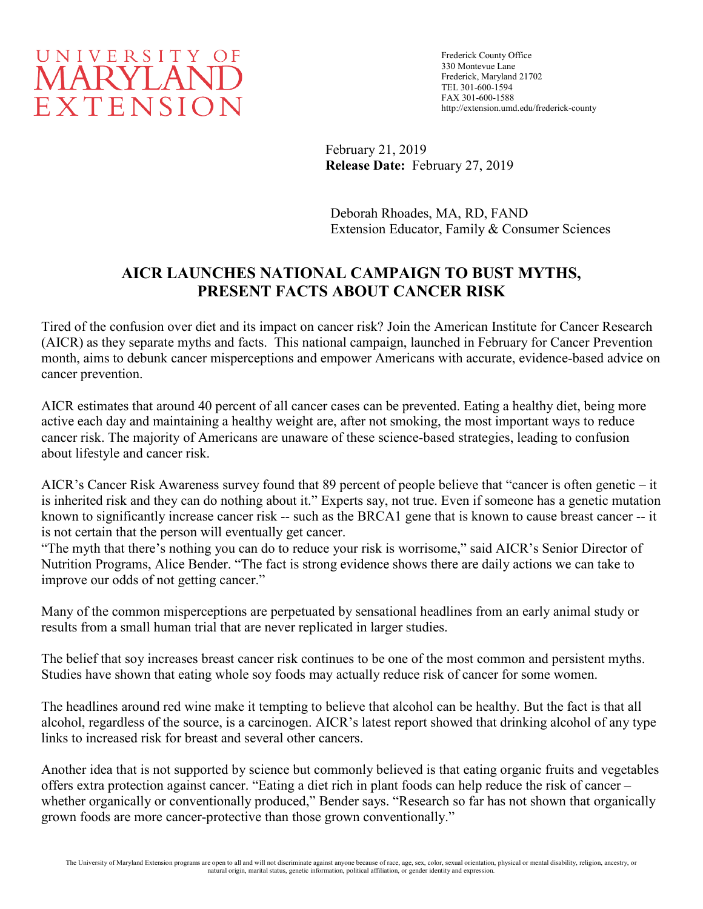UNIVERSITY OF MARYLAND EXTENSION

Frederick County Office
330 Montevue Lane
Frederick, Maryland 21702
TEL 301-600-1594
FAX 301-600-1588
http://extension.umd.edu/frederick-county

February 21, 2019
**Release Date:** February 27, 2019

Deborah Rhoades, MA, RD, FAND
Extension Educator, Family & Consumer Sciences

# AICR LAUNCHES NATIONAL CAMPAIGN TO BUST MYTHS, PRESENT FACTS ABOUT CANCER RISK

Tired of the confusion over diet and its impact on cancer risk? Join the American Institute for Cancer Research (AICR) as they separate myths and facts. This national campaign, launched in February for Cancer Prevention month, aims to debunk cancer misperceptions and empower Americans with accurate, evidence-based advice on cancer prevention.

AICR estimates that around 40 percent of all cancer cases can be prevented. Eating a healthy diet, being more active each day and maintaining a healthy weight are, after not smoking, the most important ways to reduce cancer risk. The majority of Americans are unaware of these science-based strategies, leading to confusion about lifestyle and cancer risk.

AICR's Cancer Risk Awareness survey found that 89 percent of people believe that "cancer is often genetic – it is inherited risk and they can do nothing about it." Experts say, not true. Even if someone has a genetic mutation known to significantly increase cancer risk -- such as the BRCA1 gene that is known to cause breast cancer -- it is not certain that the person will eventually get cancer.

"The myth that there's nothing you can do to reduce your risk is worrisome," said AICR's Senior Director of Nutrition Programs, Alice Bender. "The fact is strong evidence shows there are daily actions we can take to improve our odds of not getting cancer."

Many of the common misperceptions are perpetuated by sensational headlines from an early animal study or results from a small human trial that are never replicated in larger studies.

The belief that soy increases breast cancer risk continues to be one of the most common and persistent myths. Studies have shown that eating whole soy foods may actually reduce risk of cancer for some women.

The headlines around red wine make it tempting to believe that alcohol can be healthy. But the fact is that all alcohol, regardless of the source, is a carcinogen. AICR's latest report showed that drinking alcohol of any type links to increased risk for breast and several other cancers.

Another idea that is not supported by science but commonly believed is that eating organic fruits and vegetables offers extra protection against cancer. "Eating a diet rich in plant foods can help reduce the risk of cancer – whether organically or conventionally produced," Bender says. "Research so far has not shown that organically grown foods are more cancer-protective than those grown conventionally."

The University of Maryland Extension programs are open to all and will not discriminate against anyone because of race, age, sex, color, sexual orientation, physical or mental disability, religion, ancestry, or natural origin, marital status, genetic information, political affiliation, or gender identity and expression.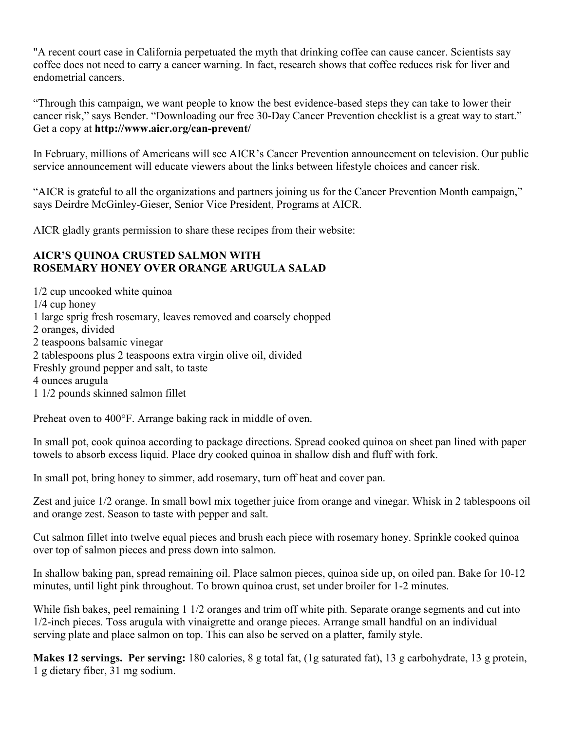"A recent court case in California perpetuated the myth that drinking coffee can cause cancer. Scientists say coffee does not need to carry a cancer warning. In fact, research shows that coffee reduces risk for liver and endometrial cancers.

"Through this campaign, we want people to know the best evidence-based steps they can take to lower their cancer risk," says Bender. "Downloading our free 30-Day Cancer Prevention checklist is a great way to start." Get a copy at **http://www.aicr.org/can-prevent/**

In February, millions of Americans will see AICR's Cancer Prevention announcement on television. Our public service announcement will educate viewers about the links between lifestyle choices and cancer risk.

"AICR is grateful to all the organizations and partners joining us for the Cancer Prevention Month campaign," says Deirdre McGinley-Gieser, Senior Vice President, Programs at AICR.

AICR gladly grants permission to share these recipes from their website:

**AICR'S QUINOA CRUSTED SALMON WITH ROSEMARY HONEY OVER ORANGE ARUGULA SALAD**

1/2 cup uncooked white quinoa  
1/4 cup honey  
1 large sprig fresh rosemary, leaves removed and coarsely chopped  
2 oranges, divided  
2 teaspoons balsamic vinegar  
2 tablespoons plus 2 teaspoons extra virgin olive oil, divided  
Freshly ground pepper and salt, to taste  
4 ounces arugula  
1 1/2 pounds skinned salmon fillet

Preheat oven to 400°F. Arrange baking rack in middle of oven.

In small pot, cook quinoa according to package directions. Spread cooked quinoa on sheet pan lined with paper towels to absorb excess liquid. Place dry cooked quinoa in shallow dish and fluff with fork.

In small pot, bring honey to simmer, add rosemary, turn off heat and cover pan.

Zest and juice 1/2 orange. In small bowl mix together juice from orange and vinegar. Whisk in 2 tablespoons oil and orange zest. Season to taste with pepper and salt.

Cut salmon fillet into twelve equal pieces and brush each piece with rosemary honey. Sprinkle cooked quinoa over top of salmon pieces and press down into salmon.

In shallow baking pan, spread remaining oil. Place salmon pieces, quinoa side up, on oiled pan. Bake for 10-12 minutes, until light pink throughout. To brown quinoa crust, set under broiler for 1-2 minutes.

While fish bakes, peel remaining 1 1/2 oranges and trim off white pith. Separate orange segments and cut into 1/2-inch pieces. Toss arugula with vinaigrette and orange pieces. Arrange small handful on an individual serving plate and place salmon on top. This can also be served on a platter, family style.

**Makes 12 servings. Per serving:** 180 calories, 8 g total fat, (1g saturated fat), 13 g carbohydrate, 13 g protein, 1 g dietary fiber, 31 mg sodium.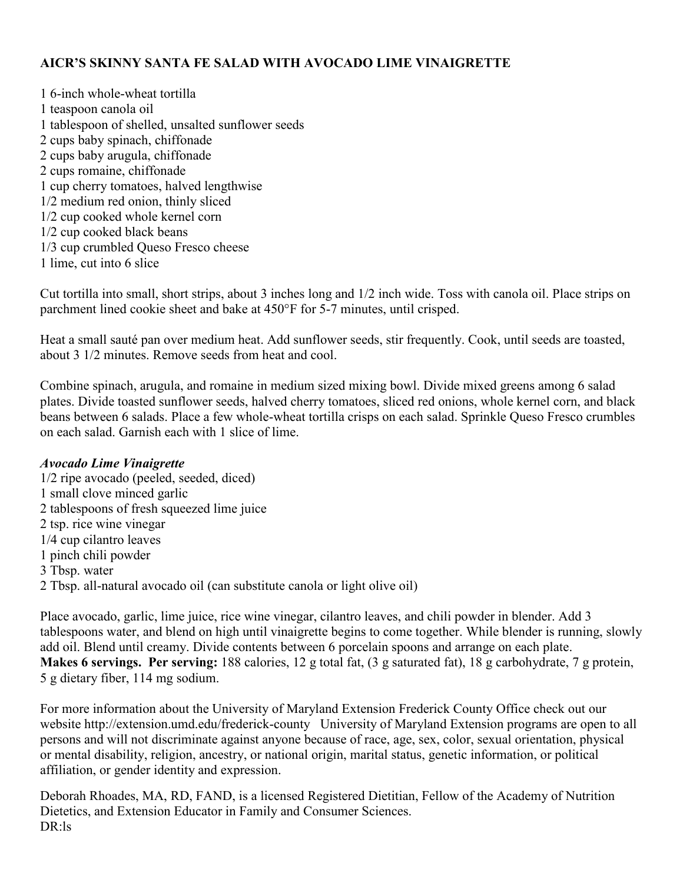**AICR'S SKINNY SANTA FE SALAD WITH AVOCADO LIME VINAIGRETTE**

1 6-inch whole-wheat tortilla
1 teaspoon canola oil
1 tablespoon of shelled, unsalted sunflower seeds
2 cups baby spinach, chiffonade
2 cups baby arugula, chiffonade
2 cups romaine, chiffonade
1 cup cherry tomatoes, halved lengthwise
1/2 medium red onion, thinly sliced
1/2 cup cooked whole kernel corn
1/2 cup cooked black beans
1/3 cup crumbled Queso Fresco cheese
1 lime, cut into 6 slice

Cut tortilla into small, short strips, about 3 inches long and 1/2 inch wide. Toss with canola oil. Place strips on parchment lined cookie sheet and bake at 450°F for 5-7 minutes, until crisped.

Heat a small sauté pan over medium heat. Add sunflower seeds, stir frequently. Cook, until seeds are toasted, about 3 1/2 minutes. Remove seeds from heat and cool.

Combine spinach, arugula, and romaine in medium sized mixing bowl. Divide mixed greens among 6 salad plates. Divide toasted sunflower seeds, halved cherry tomatoes, sliced red onions, whole kernel corn, and black beans between 6 salads. Place a few whole-wheat tortilla crisps on each salad. Sprinkle Queso Fresco crumbles on each salad. Garnish each with 1 slice of lime.

***Avocado Lime Vinaigrette***

1/2 ripe avocado (peeled, seeded, diced)
1 small clove minced garlic
2 tablespoons of fresh squeezed lime juice
2 tsp. rice wine vinegar
1/4 cup cilantro leaves
1 pinch chili powder
3 Tbsp. water
2 Tbsp. all-natural avocado oil (can substitute canola or light olive oil)

Place avocado, garlic, lime juice, rice wine vinegar, cilantro leaves, and chili powder in blender. Add 3 tablespoons water, and blend on high until vinaigrette begins to come together. While blender is running, slowly add oil. Blend until creamy. Divide contents between 6 porcelain spoons and arrange on each plate.
**Makes 6 servings. Per serving:** 188 calories, 12 g total fat, (3 g saturated fat), 18 g carbohydrate, 7 g protein, 5 g dietary fiber, 114 mg sodium.

For more information about the University of Maryland Extension Frederick County Office check out our website http://extension.umd.edu/frederick-county University of Maryland Extension programs are open to all persons and will not discriminate against anyone because of race, age, sex, color, sexual orientation, physical or mental disability, religion, ancestry, or national origin, marital status, genetic information, or political affiliation, or gender identity and expression.

Deborah Rhoades, MA, RD, FAND, is a licensed Registered Dietitian, Fellow of the Academy of Nutrition Dietetics, and Extension Educator in Family and Consumer Sciences.
DR:ls